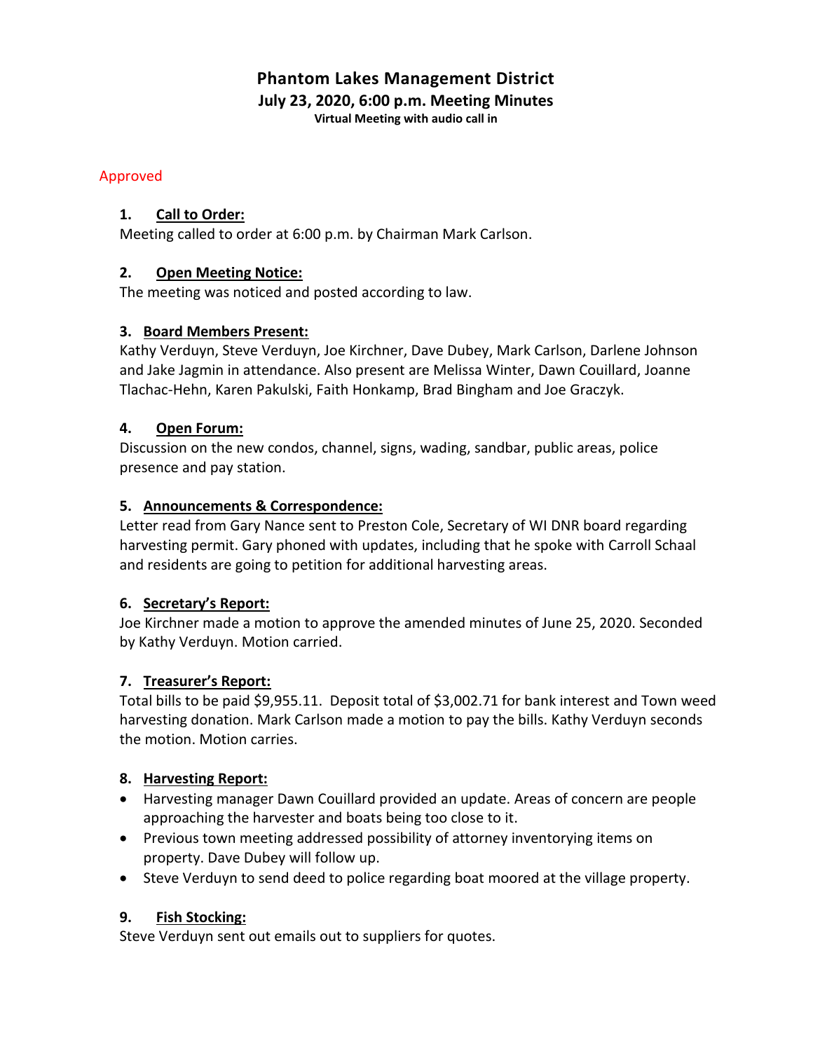# Phantom Lakes Management District

## July 23, 2020, 6:00 p.m. Meeting Minutes

**Virtual Meeting with audio call in**

Approved

### 1. Call to Order:

Meeting called to order at 6:00 p.m. by Chairman Mark Carlson.

### 2. Open Meeting Notice:

The meeting was noticed and posted according to law.

### 3. Board Members Present:

Kathy Verduyn, Steve Verduyn, Joe Kirchner, Dave Dubey, Mark Carlson, Darlene Johnson and Jake Jagmin in attendance. Also present are Melissa Winter, Dawn Couillard, Joanne Tlachac-Hehn, Karen Pakulski, Faith Honkamp, Brad Bingham and Joe Graczyk.

### 4. Open Forum:

Discussion on the new condos, channel, signs, wading, sandbar, public areas, police presence and pay station.

### 5. Announcements & Correspondence:

Letter read from Gary Nance sent to Preston Cole, Secretary of WI DNR board regarding harvesting permit. Gary phoned with updates, including that he spoke with Carroll Schaal and residents are going to petition for additional harvesting areas.

### 6. Secretary's Report:

Joe Kirchner made a motion to approve the amended minutes of June 25, 2020. Seconded by Kathy Verduyn. Motion carried.

### 7. Treasurer's Report:

Total bills to be paid $9,955.11. Deposit total of $3,002.71 for bank interest and Town weed harvesting donation. Mark Carlson made a motion to pay the bills. Kathy Verduyn seconds the motion. Motion carries.

### 8. Harvesting Report:

- Harvesting manager Dawn Couillard provided an update. Areas of concern are people approaching the harvester and boats being too close to it.
- Previous town meeting addressed possibility of attorney inventorying items on property. Dave Dubey will follow up.
- Steve Verduyn to send deed to police regarding boat moored at the village property.

### 9. Fish Stocking:

Steve Verduyn sent out emails out to suppliers for quotes.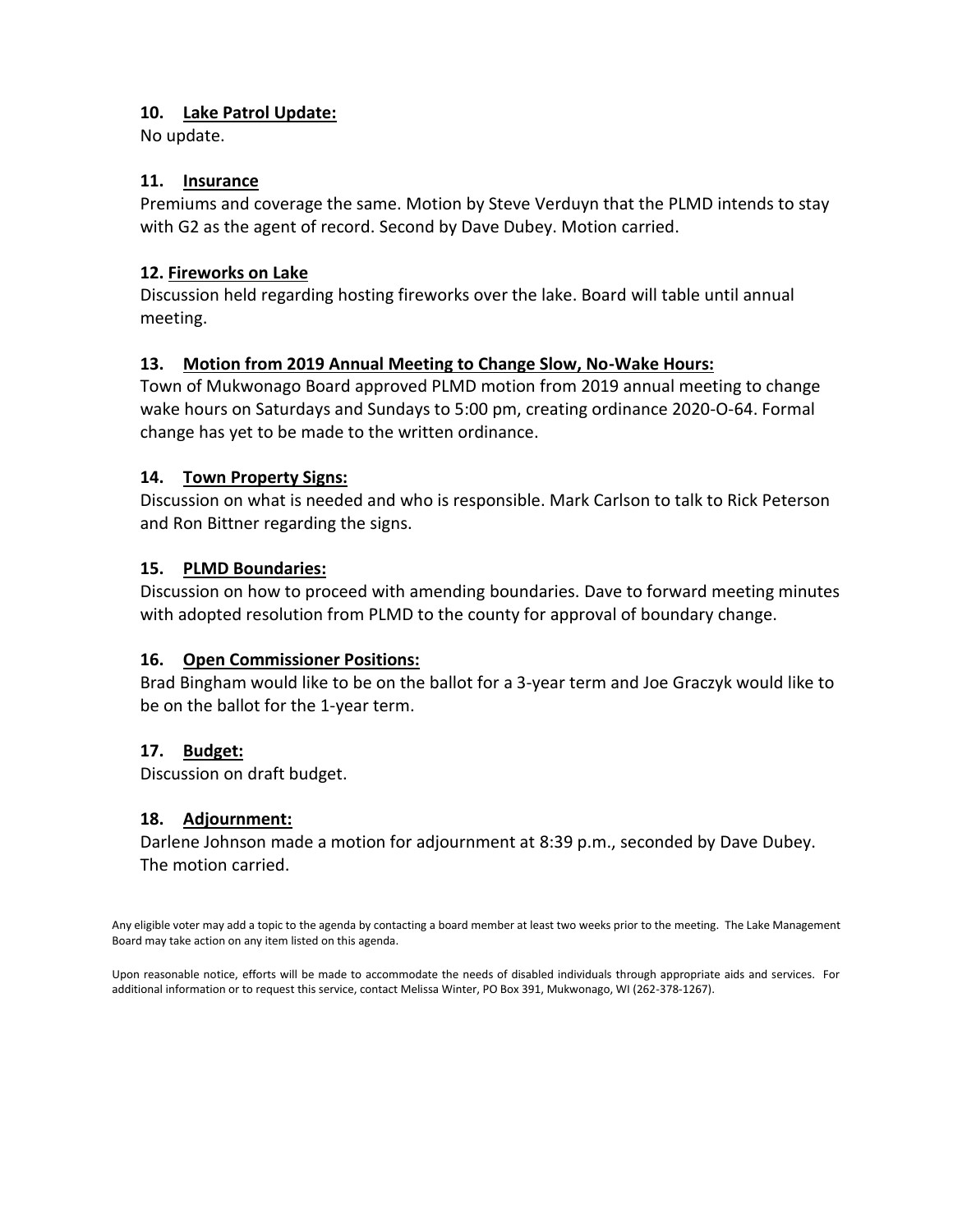### 10. Lake Patrol Update:

No update.

### 11. Insurance

Premiums and coverage the same. Motion by Steve Verduyn that the PLMD intends to stay with G2 as the agent of record. Second by Dave Dubey. Motion carried.

### 12. Fireworks on Lake

Discussion held regarding hosting fireworks over the lake. Board will table until annual meeting.

### 13. Motion from 2019 Annual Meeting to Change Slow, No-Wake Hours:

Town of Mukwonago Board approved PLMD motion from 2019 annual meeting to change wake hours on Saturdays and Sundays to 5:00 pm, creating ordinance 2020-O-64. Formal change has yet to be made to the written ordinance.

### 14. Town Property Signs:

Discussion on what is needed and who is responsible. Mark Carlson to talk to Rick Peterson and Ron Bittner regarding the signs.

### 15. PLMD Boundaries:

Discussion on how to proceed with amending boundaries. Dave to forward meeting minutes with adopted resolution from PLMD to the county for approval of boundary change.

### 16. Open Commissioner Positions:

Brad Bingham would like to be on the ballot for a 3-year term and Joe Graczyk would like to be on the ballot for the 1-year term.

### 17. Budget:

Discussion on draft budget.

### 18. Adjournment:

Darlene Johnson made a motion for adjournment at 8:39 p.m., seconded by Dave Dubey. The motion carried.

Any eligible voter may add a topic to the agenda by contacting a board member at least two weeks prior to the meeting. The Lake Management Board may take action on any item listed on this agenda.

Upon reasonable notice, efforts will be made to accommodate the needs of disabled individuals through appropriate aids and services. For additional information or to request this service, contact Melissa Winter, PO Box 391, Mukwonago, WI (262-378-1267).